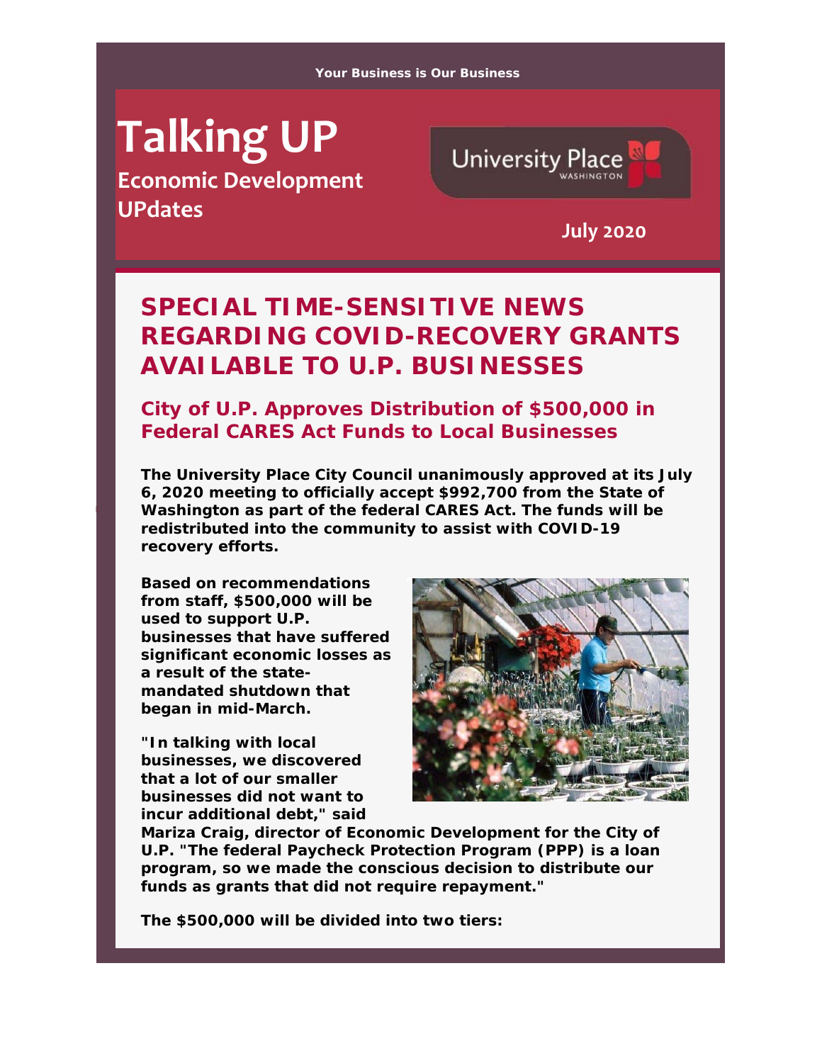Your Business is Our Business

# Talking UP

**Economic Development UPdates**

University Place WASHINGTON

**July 2020**

## SPECIAL TIME-SENSITIVE NEWS REGARDING COVID-RECOVERY GRANTS AVAILABLE TO U.P. BUSINESSES

### City of U.P. Approves Distribution of $500,000 in Federal CARES Act Funds to Local Businesses

**The University Place City Council unanimously approved at its July 6, 2020 meeting to officially accept $992,700 from the State of Washington as part of the federal CARES Act. The funds will be redistributed into the community to assist with COVID-19 recovery efforts.**

**Based on recommendations from staff, $500,000 will be used to support U.P. businesses that have suffered significant economic losses as a result of the state-mandated shutdown that began in mid-March.**

**"In talking with local businesses, we discovered that a lot of our smaller businesses did not want to incur additional debt," said Mariza Craig, director of Economic Development for the City of U.P. "The federal Paycheck Protection Program (PPP) is a loan program, so we made the conscious decision to distribute our funds as grants that did not require repayment."**

**The $500,000 will be divided into two tiers:**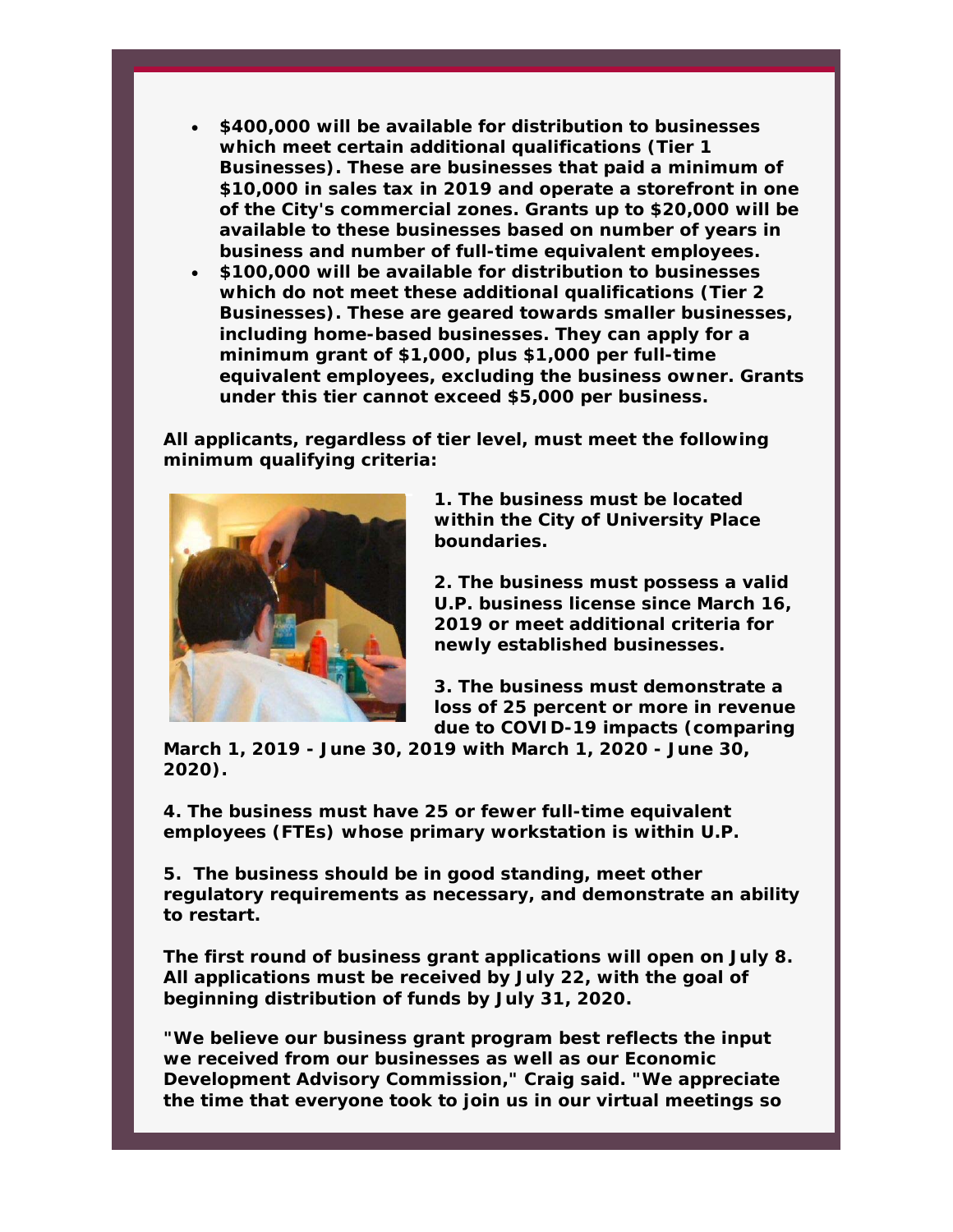- **$400,000 will be available for distribution to businesses which meet certain additional qualifications (Tier 1 Businesses). These are businesses that paid a minimum of $10,000 in sales tax in 2019 and operate a storefront in one of the City's commercial zones. Grants up to $20,000 will be available to these businesses based on number of years in business and number of full-time equivalent employees.**
- **$100,000 will be available for distribution to businesses which do not meet these additional qualifications (Tier 2 Businesses). These are geared towards smaller businesses, including home-based businesses. They can apply for a minimum grant of $1,000, plus $1,000 per full-time equivalent employees, excluding the business owner. Grants under this tier cannot exceed $5,000 per business.**

**All applicants, regardless of tier level, must meet the following minimum qualifying criteria:**

**1. The business must be located within the City of University Place boundaries.**

**2. The business must possess a valid U.P. business license since March 16, 2019 or meet additional criteria for newly established businesses.**

**3. The business must demonstrate a loss of 25 percent or more in revenue due to COVID-19 impacts (comparing March 1, 2019 - June 30, 2019 with March 1, 2020 - June 30, 2020).**

**4. The business must have 25 or fewer full-time equivalent employees (FTEs) whose primary workstation is within U.P.**

**5. The business should be in good standing, meet other regulatory requirements as necessary, and demonstrate an ability to restart.**

**The first round of business grant applications will open on July 8. All applications must be received by July 22, with the goal of beginning distribution of funds by July 31, 2020.**

**"We believe our business grant program best reflects the input we received from our businesses as well as our Economic Development Advisory Commission," Craig said. "We appreciate the time that everyone took to join us in our virtual meetings so**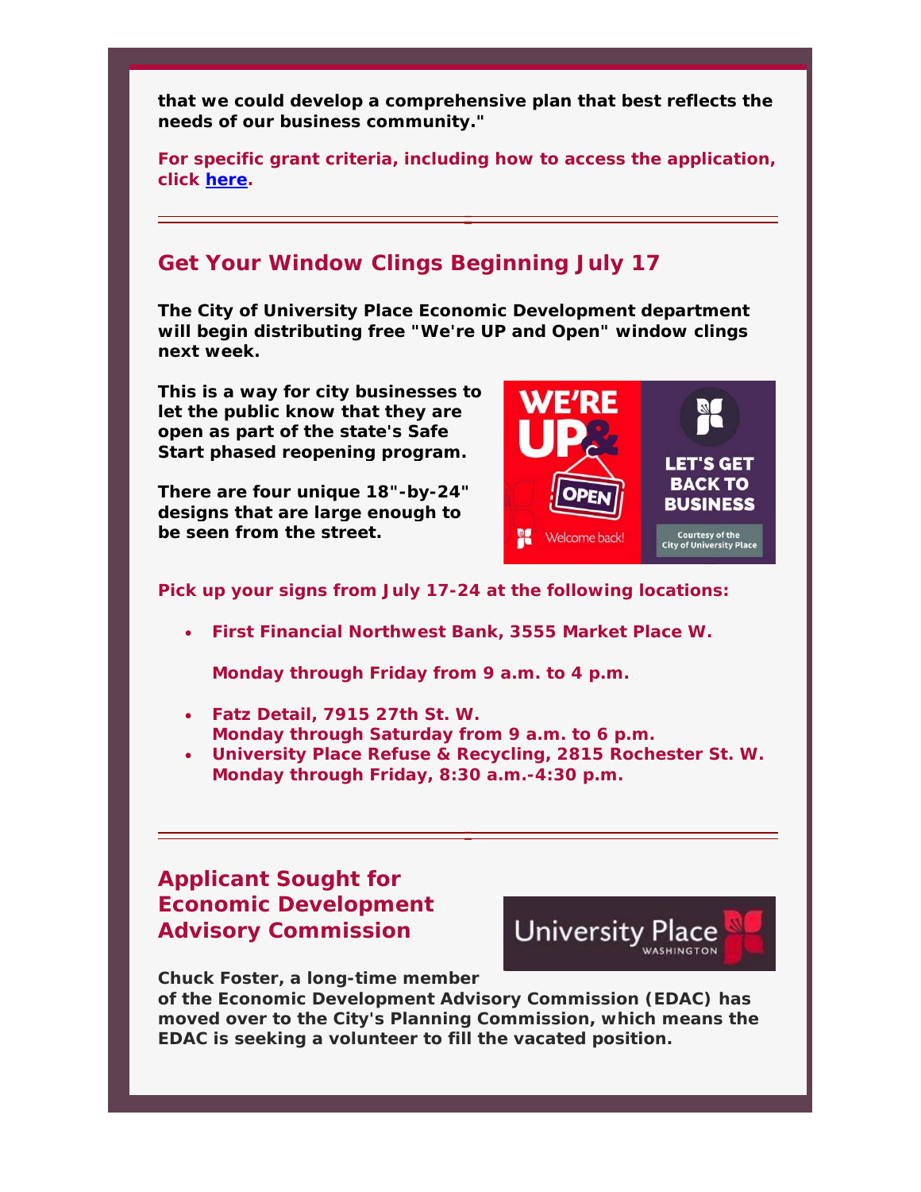**that we could develop a comprehensive plan that best reflects the needs of our business community."**

**For specific grant criteria, including how to access the application, click here.**

---

## Get Your Window Clings Beginning July 17

**The City of University Place Economic Development department will begin distributing free "We're UP and Open" window clings next week.**

**This is a way for city businesses to let the public know that they are open as part of the state's Safe Start phased reopening program.**

**There are four unique 18"-by-24" designs that are large enough to be seen from the street.**

**Pick up your signs from July 17-24 at the following locations:**

- **First Financial Northwest Bank, 3555 Market Place W.**

  **Monday through Friday from 9 a.m. to 4 p.m.**

- **Fatz Detail, 7915 27th St. W.**
  **Monday through Saturday from 9 a.m. to 6 p.m.**
- **University Place Refuse & Recycling, 2815 Rochester St. W.**
  **Monday through Friday, 8:30 a.m.-4:30 p.m.**

---

## Applicant Sought for Economic Development Advisory Commission

**Chuck Foster, a long-time member of the Economic Development Advisory Commission (EDAC) has moved over to the City's Planning Commission, which means the EDAC is seeking a volunteer to fill the vacated position.**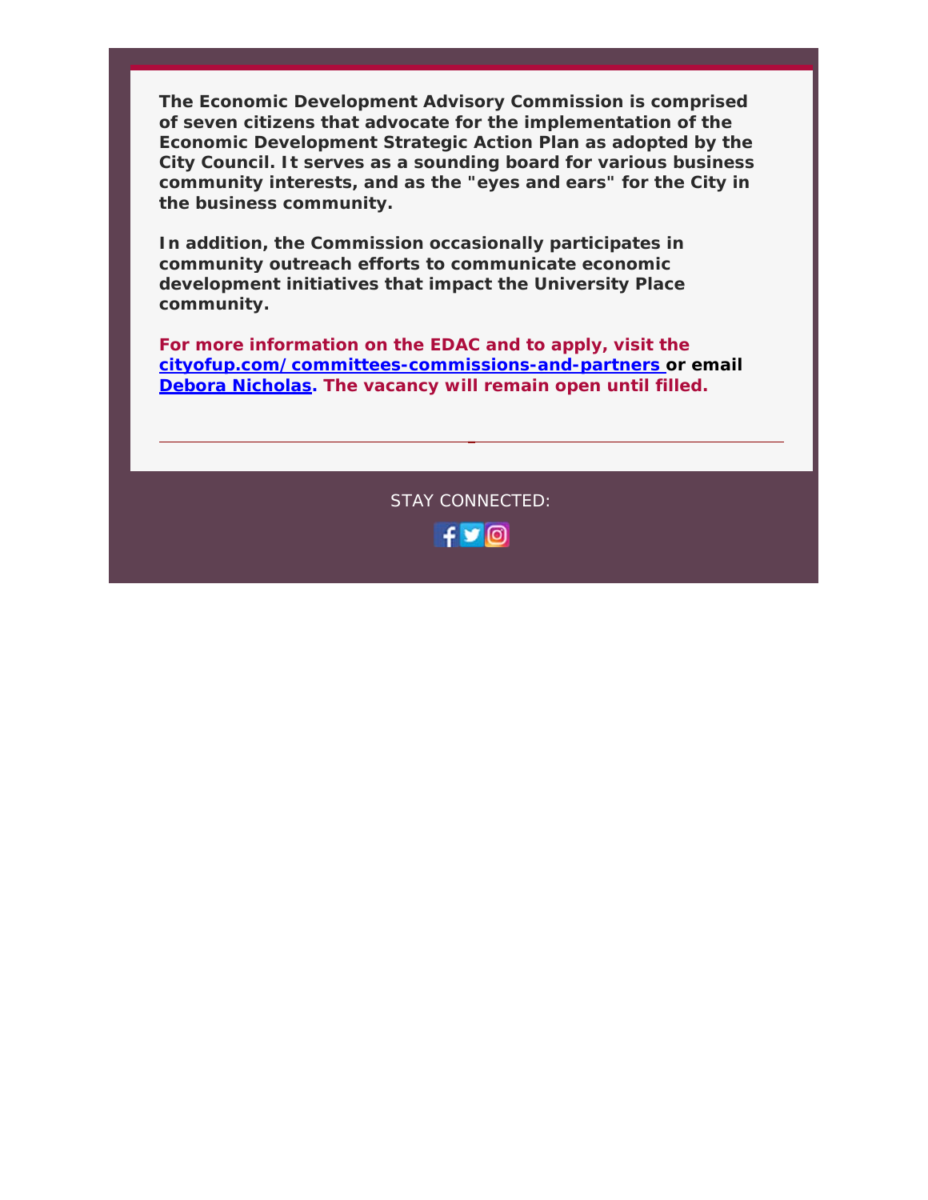**The Economic Development Advisory Commission is comprised of seven citizens that advocate for the implementation of the Economic Development Strategic Action Plan as adopted by the City Council. It serves as a sounding board for various business community interests, and as the "eyes and ears" for the City in the business community.**

**In addition, the Commission occasionally participates in community outreach efforts to communicate economic development initiatives that impact the University Place community.**

**For more information on the EDAC and to apply, visit the cityofup.com/committees-commissions-and-partners or email Debora Nicholas. The vacancy will remain open until filled.**

---

STAY CONNECTED: